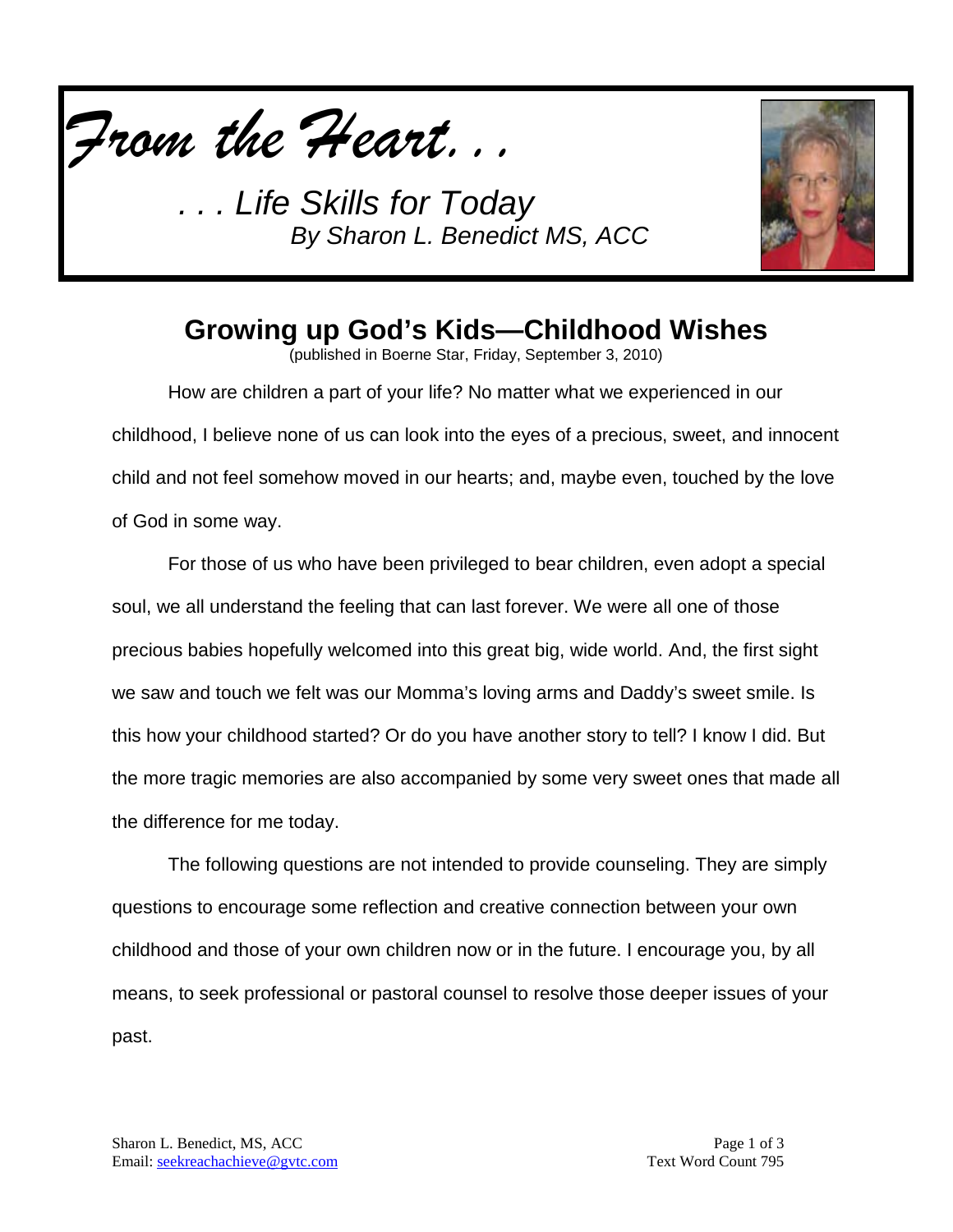*From the Heart. . .*

*. . . Life Skills for Today*
*By Sharon L. Benedict MS, ACC*

# Growing up God's Kids—Childhood Wishes

(published in Boerne Star, Friday, September 3, 2010)

How are children a part of your life? No matter what we experienced in our childhood, I believe none of us can look into the eyes of a precious, sweet, and innocent child and not feel somehow moved in our hearts; and, maybe even, touched by the love of God in some way.

For those of us who have been privileged to bear children, even adopt a special soul, we all understand the feeling that can last forever. We were all one of those precious babies hopefully welcomed into this great big, wide world. And, the first sight we saw and touch we felt was our Momma's loving arms and Daddy's sweet smile. Is this how your childhood started? Or do you have another story to tell? I know I did. But the more tragic memories are also accompanied by some very sweet ones that made all the difference for me today.

The following questions are not intended to provide counseling. They are simply questions to encourage some reflection and creative connection between your own childhood and those of your own children now or in the future. I encourage you, by all means, to seek professional or pastoral counsel to resolve those deeper issues of your past.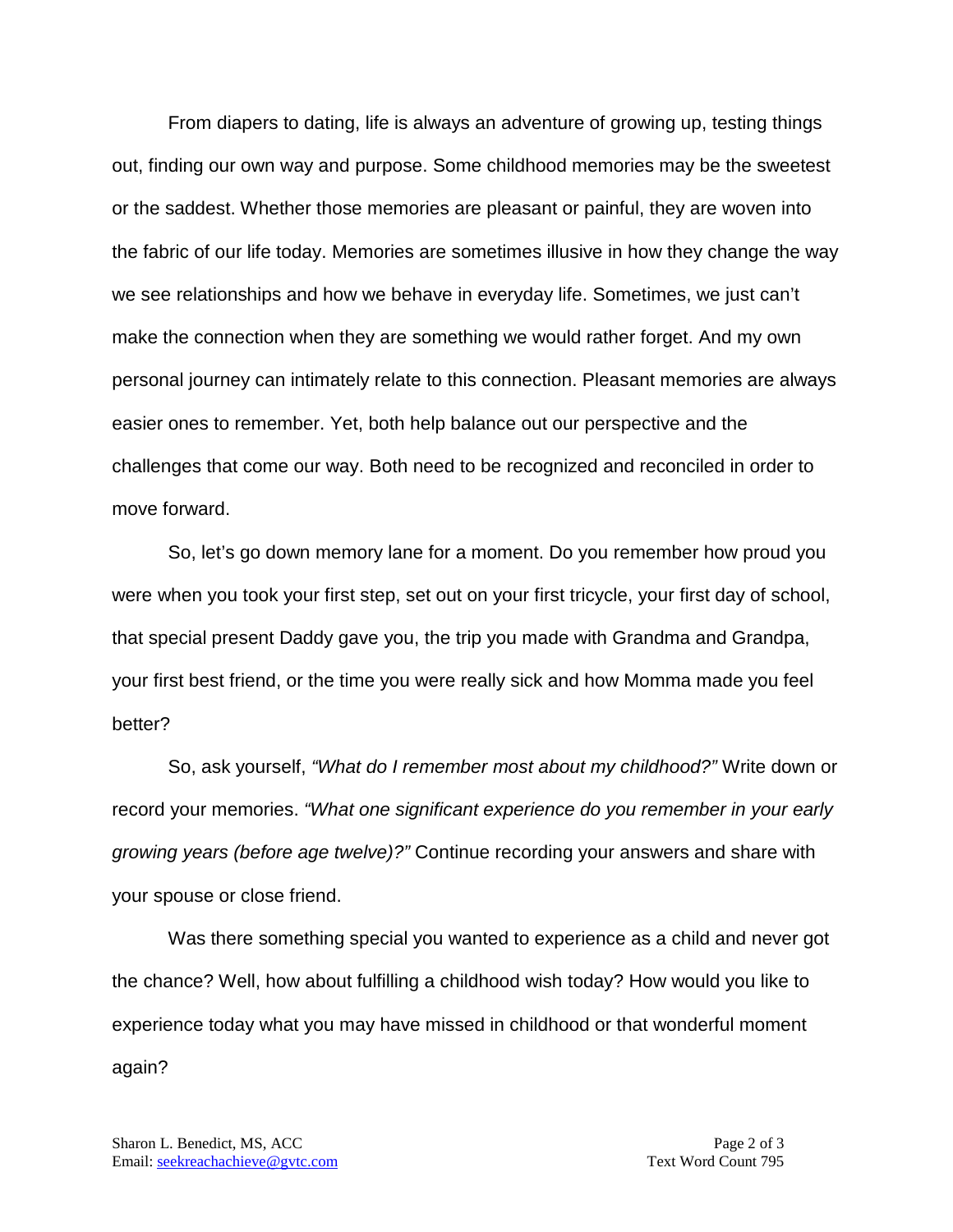From diapers to dating, life is always an adventure of growing up, testing things out, finding our own way and purpose. Some childhood memories may be the sweetest or the saddest. Whether those memories are pleasant or painful, they are woven into the fabric of our life today. Memories are sometimes illusive in how they change the way we see relationships and how we behave in everyday life. Sometimes, we just can't make the connection when they are something we would rather forget. And my own personal journey can intimately relate to this connection. Pleasant memories are always easier ones to remember. Yet, both help balance out our perspective and the challenges that come our way. Both need to be recognized and reconciled in order to move forward.

So, let's go down memory lane for a moment. Do you remember how proud you were when you took your first step, set out on your first tricycle, your first day of school, that special present Daddy gave you, the trip you made with Grandma and Grandpa, your first best friend, or the time you were really sick and how Momma made you feel better?

So, ask yourself, *"What do I remember most about my childhood?"* Write down or record your memories. *"What one significant experience do you remember in your early growing years (before age twelve)?"* Continue recording your answers and share with your spouse or close friend.

Was there something special you wanted to experience as a child and never got the chance? Well, how about fulfilling a childhood wish today? How would you like to experience today what you may have missed in childhood or that wonderful moment again?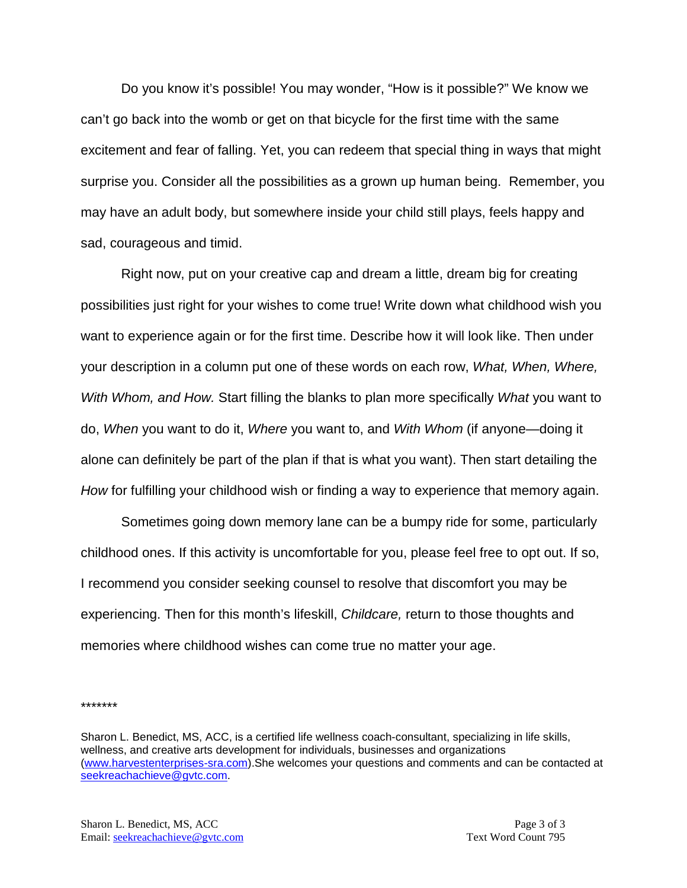Do you know it's possible! You may wonder, "How is it possible?" We know we can't go back into the womb or get on that bicycle for the first time with the same excitement and fear of falling. Yet, you can redeem that special thing in ways that might surprise you. Consider all the possibilities as a grown up human being.  Remember, you may have an adult body, but somewhere inside your child still plays, feels happy and sad, courageous and timid.

Right now, put on your creative cap and dream a little, dream big for creating possibilities just right for your wishes to come true! Write down what childhood wish you want to experience again or for the first time. Describe how it will look like. Then under your description in a column put one of these words on each row, *What, When, Where, With Whom, and How.* Start filling the blanks to plan more specifically *What* you want to do, *When* you want to do it, *Where* you want to, and *With Whom* (if anyone—doing it alone can definitely be part of the plan if that is what you want). Then start detailing the *How* for fulfilling your childhood wish or finding a way to experience that memory again.

Sometimes going down memory lane can be a bumpy ride for some, particularly childhood ones. If this activity is uncomfortable for you, please feel free to opt out. If so, I recommend you consider seeking counsel to resolve that discomfort you may be experiencing. Then for this month's lifeskill, *Childcare,* return to those thoughts and memories where childhood wishes can come true no matter your age.

*******

Sharon L. Benedict, MS, ACC, is a certified life wellness coach-consultant, specializing in life skills, wellness, and creative arts development for individuals, businesses and organizations (www.harvestenterprises-sra.com).She welcomes your questions and comments and can be contacted at seekreachachieve@gvtc.com.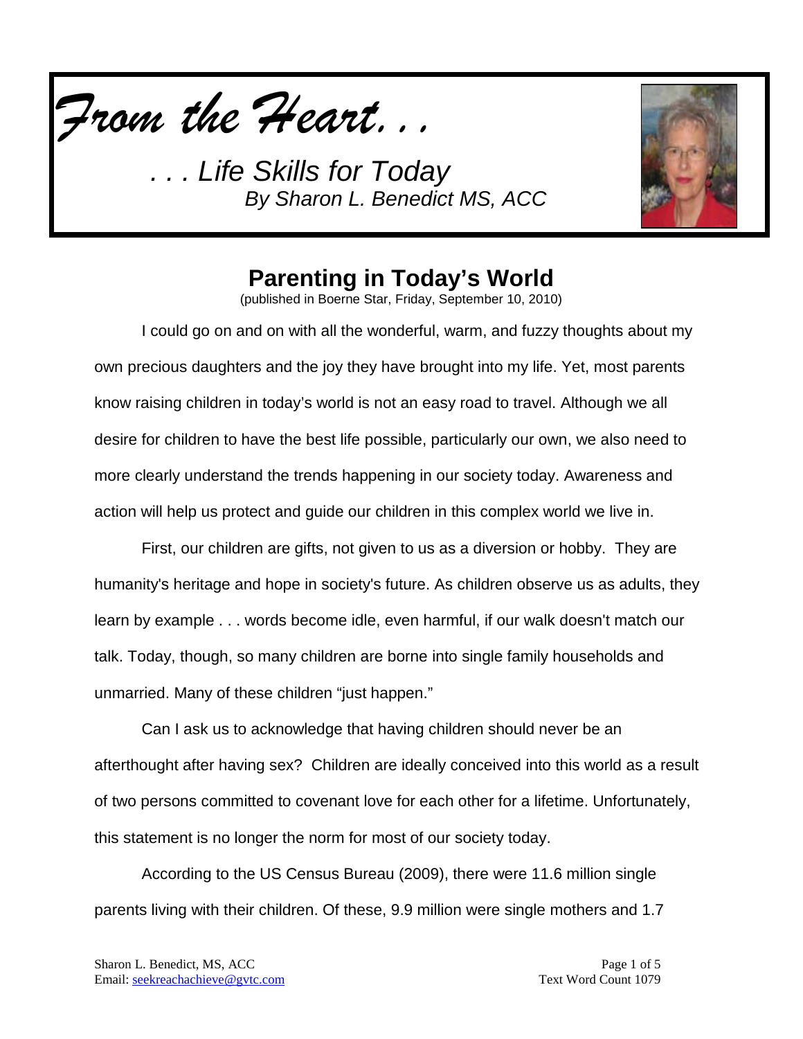*From the Heart. . .*

*. . . Life Skills for Today*
*By Sharon L. Benedict MS, ACC*

# Parenting in Today's World

(published in Boerne Star, Friday, September 10, 2010)

I could go on and on with all the wonderful, warm, and fuzzy thoughts about my own precious daughters and the joy they have brought into my life. Yet, most parents know raising children in today's world is not an easy road to travel. Although we all desire for children to have the best life possible, particularly our own, we also need to more clearly understand the trends happening in our society today. Awareness and action will help us protect and guide our children in this complex world we live in.

First, our children are gifts, not given to us as a diversion or hobby. They are humanity's heritage and hope in society's future. As children observe us as adults, they learn by example . . . words become idle, even harmful, if our walk doesn't match our talk. Today, though, so many children are borne into single family households and unmarried. Many of these children "just happen."

Can I ask us to acknowledge that having children should never be an afterthought after having sex? Children are ideally conceived into this world as a result of two persons committed to covenant love for each other for a lifetime. Unfortunately, this statement is no longer the norm for most of our society today.

According to the US Census Bureau (2009), there were 11.6 million single parents living with their children. Of these, 9.9 million were single mothers and 1.7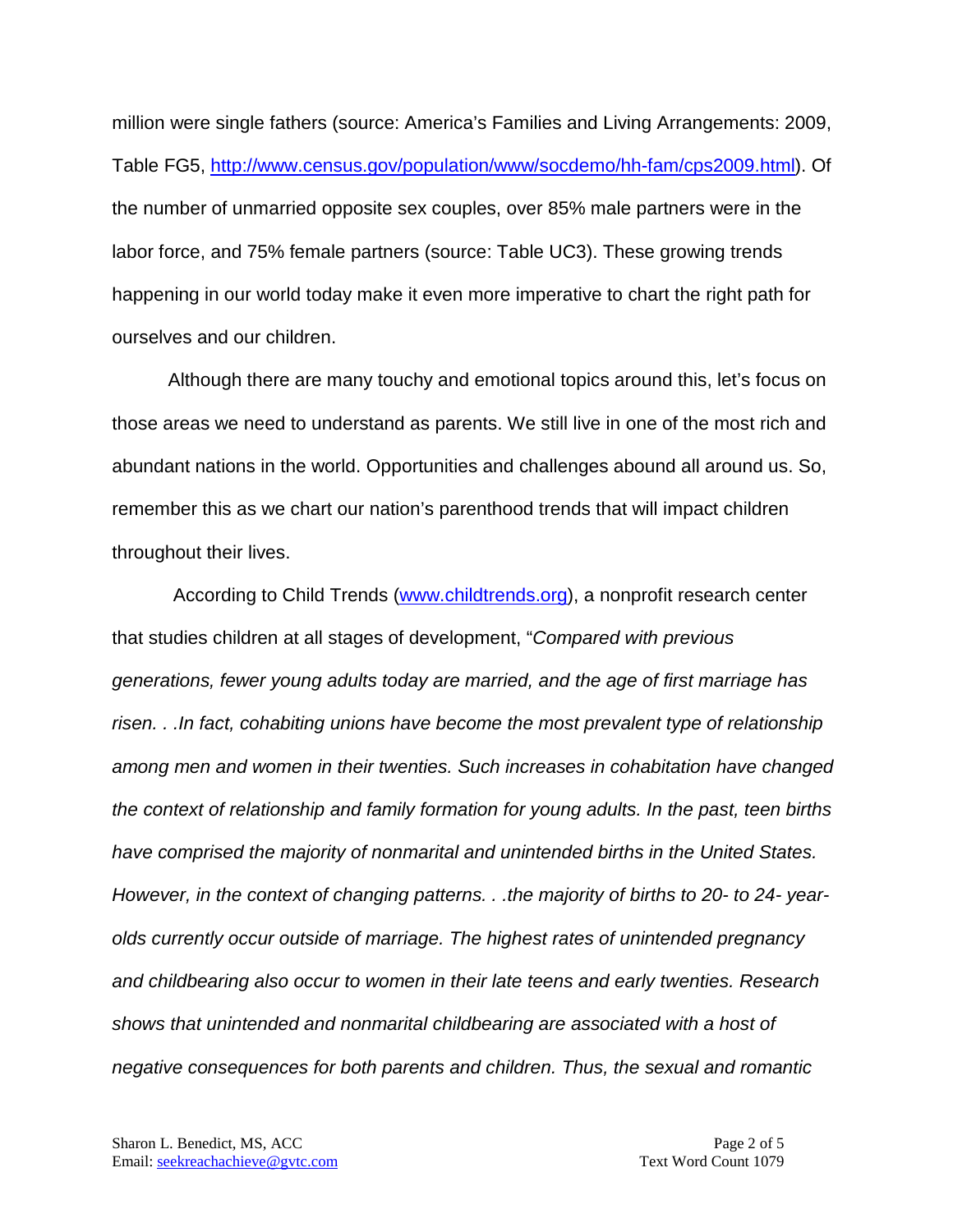million were single fathers (source: America's Families and Living Arrangements: 2009, Table FG5, [http://www.census.gov/population/www/socdemo/hh-fam/cps2009.html](http://www.census.gov/population/www/socdemo/hh-fam/cps2009.html)). Of the number of unmarried opposite sex couples, over 85% male partners were in the labor force, and 75% female partners (source: Table UC3). These growing trends happening in our world today make it even more imperative to chart the right path for ourselves and our children.

Although there are many touchy and emotional topics around this, let's focus on those areas we need to understand as parents. We still live in one of the most rich and abundant nations in the world. Opportunities and challenges abound all around us. So, remember this as we chart our nation's parenthood trends that will impact children throughout their lives.

According to Child Trends ([www.childtrends.org](www.childtrends.org)), a nonprofit research center that studies children at all stages of development, "*Compared with previous generations, fewer young adults today are married, and the age of first marriage has risen. . .In fact, cohabiting unions have become the most prevalent type of relationship among men and women in their twenties. Such increases in cohabitation have changed the context of relationship and family formation for young adults. In the past, teen births have comprised the majority of nonmarital and unintended births in the United States. However, in the context of changing patterns. . .the majority of births to 20- to 24- year-olds currently occur outside of marriage. The highest rates of unintended pregnancy and childbearing also occur to women in their late teens and early twenties. Research shows that unintended and nonmarital childbearing are associated with a host of negative consequences for both parents and children. Thus, the sexual and romantic*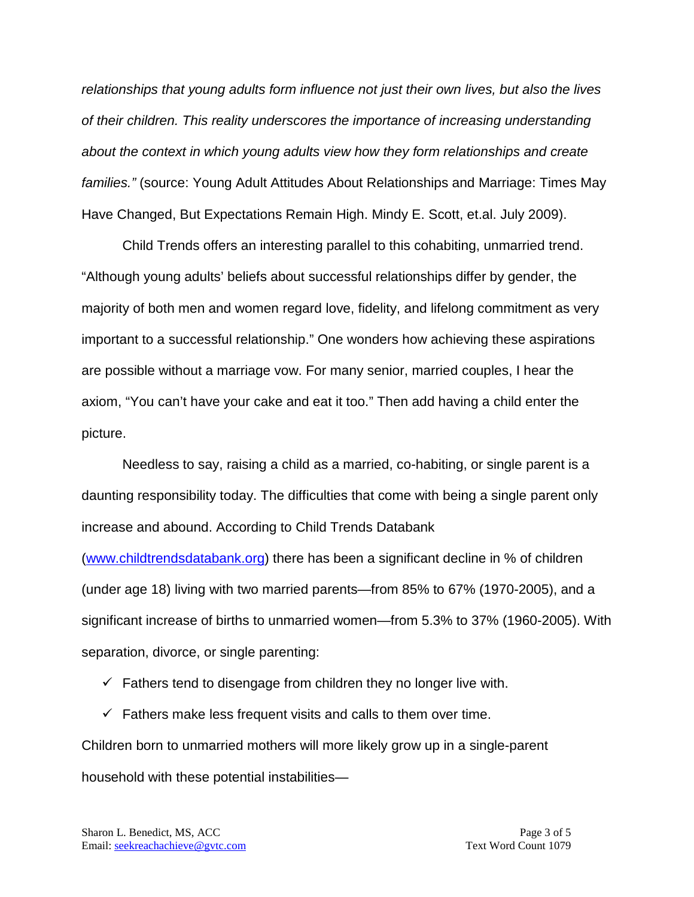*relationships that young adults form influence not just their own lives, but also the lives of their children. This reality underscores the importance of increasing understanding about the context in which young adults view how they form relationships and create families."* (source: Young Adult Attitudes About Relationships and Marriage: Times May Have Changed, But Expectations Remain High. Mindy E. Scott, et.al. July 2009).

Child Trends offers an interesting parallel to this cohabiting, unmarried trend. "Although young adults' beliefs about successful relationships differ by gender, the majority of both men and women regard love, fidelity, and lifelong commitment as very important to a successful relationship." One wonders how achieving these aspirations are possible without a marriage vow. For many senior, married couples, I hear the axiom, "You can't have your cake and eat it too." Then add having a child enter the picture.

Needless to say, raising a child as a married, co-habiting, or single parent is a daunting responsibility today. The difficulties that come with being a single parent only increase and abound. According to Child Trends Databank (www.childtrendsdatabank.org) there has been a significant decline in % of children (under age 18) living with two married parents—from 85% to 67% (1970-2005), and a significant increase of births to unmarried women—from 5.3% to 37% (1960-2005). With separation, divorce, or single parenting:

- ✓ Fathers tend to disengage from children they no longer live with.
- ✓ Fathers make less frequent visits and calls to them over time.

Children born to unmarried mothers will more likely grow up in a single-parent household with these potential instabilities—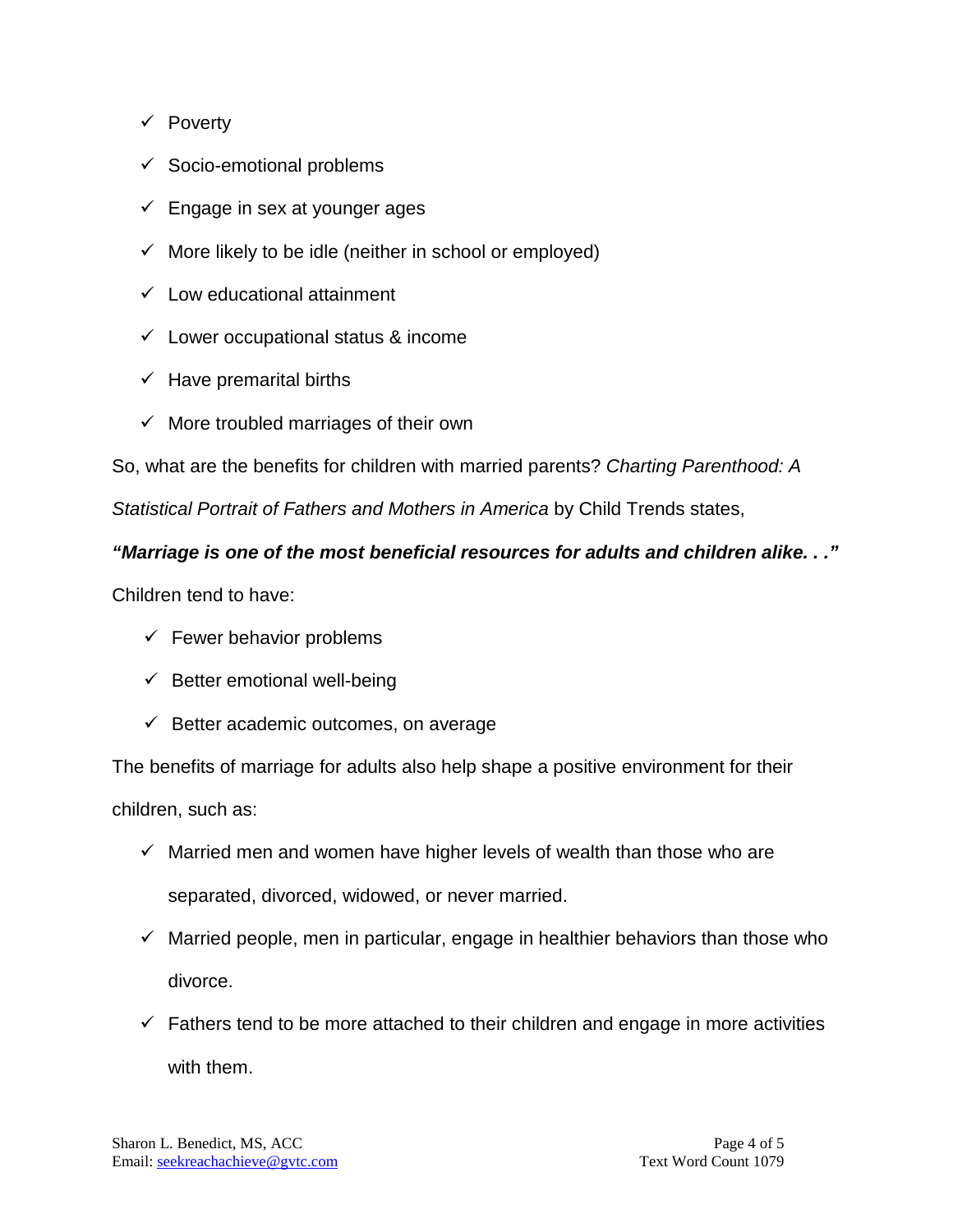- ✓ Poverty
- ✓ Socio-emotional problems
- ✓ Engage in sex at younger ages
- ✓ More likely to be idle (neither in school or employed)
- ✓ Low educational attainment
- ✓ Lower occupational status & income
- ✓ Have premarital births
- ✓ More troubled marriages of their own

So, what are the benefits for children with married parents? *Charting Parenthood: A Statistical Portrait of Fathers and Mothers in America* by Child Trends states,

***"Marriage is one of the most beneficial resources for adults and children alike. . ."***

Children tend to have:

- ✓ Fewer behavior problems
- ✓ Better emotional well-being
- ✓ Better academic outcomes, on average

The benefits of marriage for adults also help shape a positive environment for their children, such as:

- ✓ Married men and women have higher levels of wealth than those who are separated, divorced, widowed, or never married.
- ✓ Married people, men in particular, engage in healthier behaviors than those who divorce.
- ✓ Fathers tend to be more attached to their children and engage in more activities with them.

Sharon L. Benedict, MS, ACC
Email: seekreachachieve@gvtc.com

Text Word Count 1079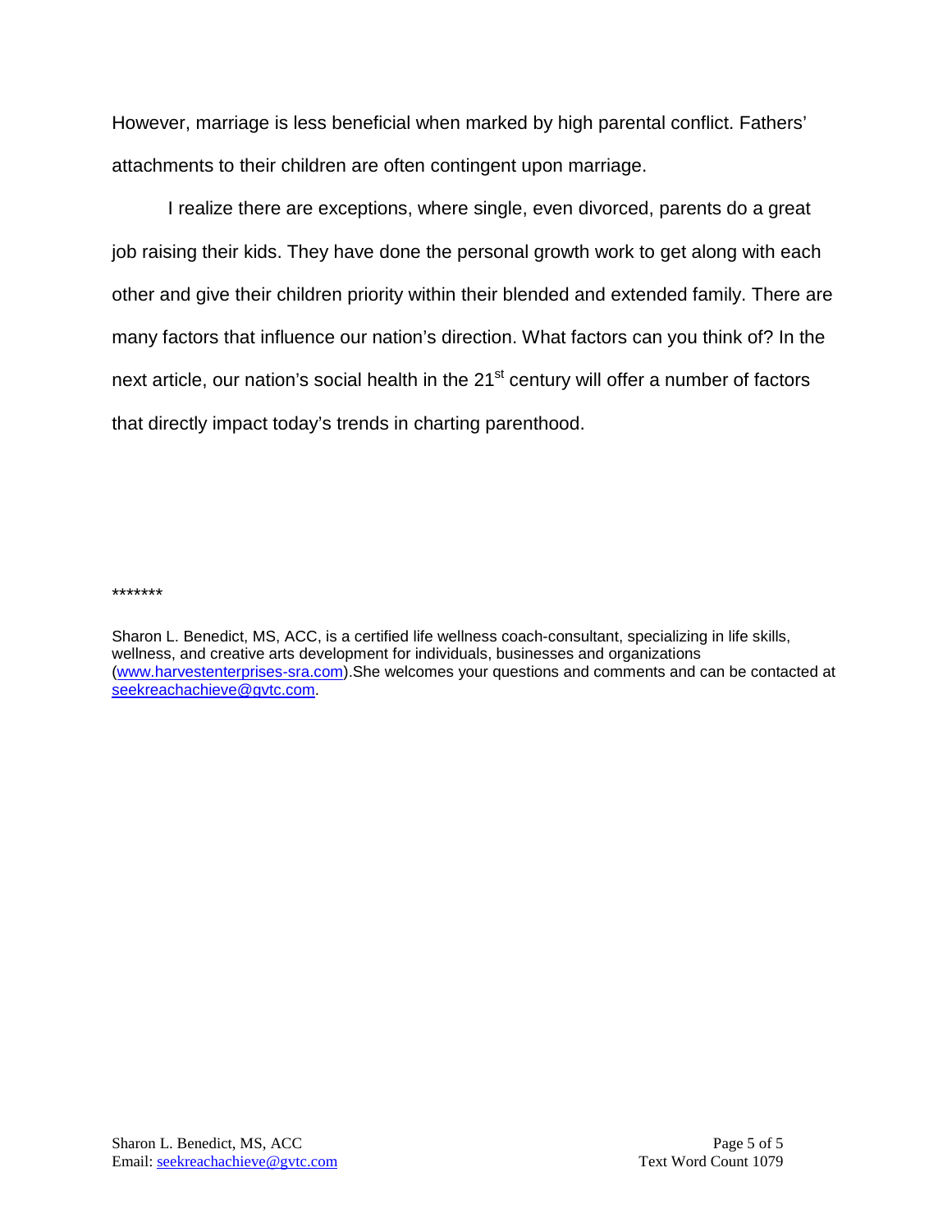However, marriage is less beneficial when marked by high parental conflict. Fathers' attachments to their children are often contingent upon marriage.

I realize there are exceptions, where single, even divorced, parents do a great job raising their kids. They have done the personal growth work to get along with each other and give their children priority within their blended and extended family. There are many factors that influence our nation's direction. What factors can you think of? In the next article, our nation's social health in the 21st century will offer a number of factors that directly impact today's trends in charting parenthood.

*******

Sharon L. Benedict, MS, ACC, is a certified life wellness coach-consultant, specializing in life skills, wellness, and creative arts development for individuals, businesses and organizations ([www.harvestenterprises-sra.com](http://www.harvestenterprises-sra.com)).She welcomes your questions and comments and can be contacted at [seekreachachieve@gvtc.com](mailto:seekreachachieve@gvtc.com).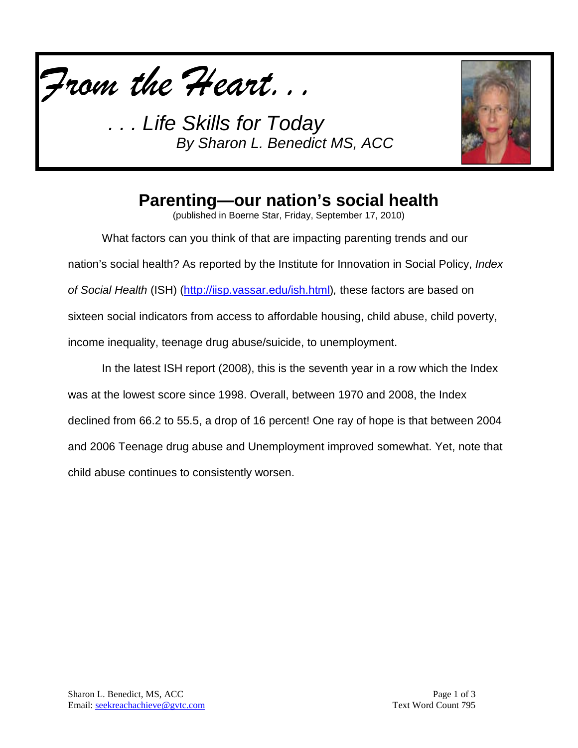*From the Heart. . .*

*. . . Life Skills for Today*
*By Sharon L. Benedict MS, ACC*

## Parenting—our nation's social health

(published in Boerne Star, Friday, September 17, 2010)

What factors can you think of that are impacting parenting trends and our nation's social health? As reported by the Institute for Innovation in Social Policy, *Index of Social Health* (ISH) (http://iisp.vassar.edu/ish.html), these factors are based on sixteen social indicators from access to affordable housing, child abuse, child poverty, income inequality, teenage drug abuse/suicide, to unemployment.

In the latest ISH report (2008), this is the seventh year in a row which the Index was at the lowest score since 1998. Overall, between 1970 and 2008, the Index declined from 66.2 to 55.5, a drop of 16 percent! One ray of hope is that between 2004 and 2006 Teenage drug abuse and Unemployment improved somewhat. Yet, note that child abuse continues to consistently worsen.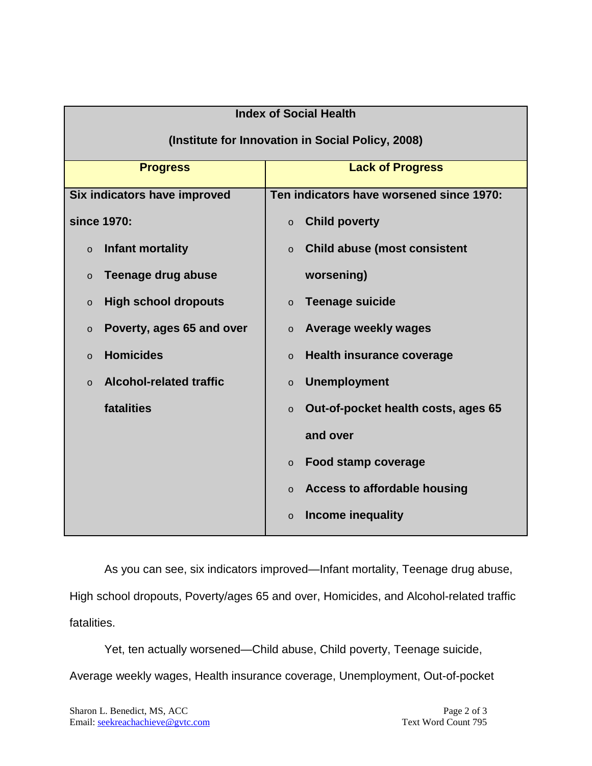| **Index of Social Health (Institute for Innovation in Social Policy, 2008)** | |
|---|---|
| **Progress** | **Lack of Progress** |
| **Six indicators have improved since 1970:**<br>o **Infant mortality**<br>o **Teenage drug abuse**<br>o **High school dropouts**<br>o **Poverty, ages 65 and over**<br>o **Homicides**<br>o **Alcohol-related traffic fatalities** | **Ten indicators have worsened since 1970:**<br>o **Child poverty**<br>o **Child abuse (most consistent worsening)**<br>o **Teenage suicide**<br>o **Average weekly wages**<br>o **Health insurance coverage**<br>o **Unemployment**<br>o **Out-of-pocket health costs, ages 65 and over**<br>o **Food stamp coverage**<br>o **Access to affordable housing**<br>o **Income inequality** |

As you can see, six indicators improved—Infant mortality, Teenage drug abuse, High school dropouts, Poverty/ages 65 and over, Homicides, and Alcohol-related traffic fatalities.

Yet, ten actually worsened—Child abuse, Child poverty, Teenage suicide, Average weekly wages, Health insurance coverage, Unemployment, Out-of-pocket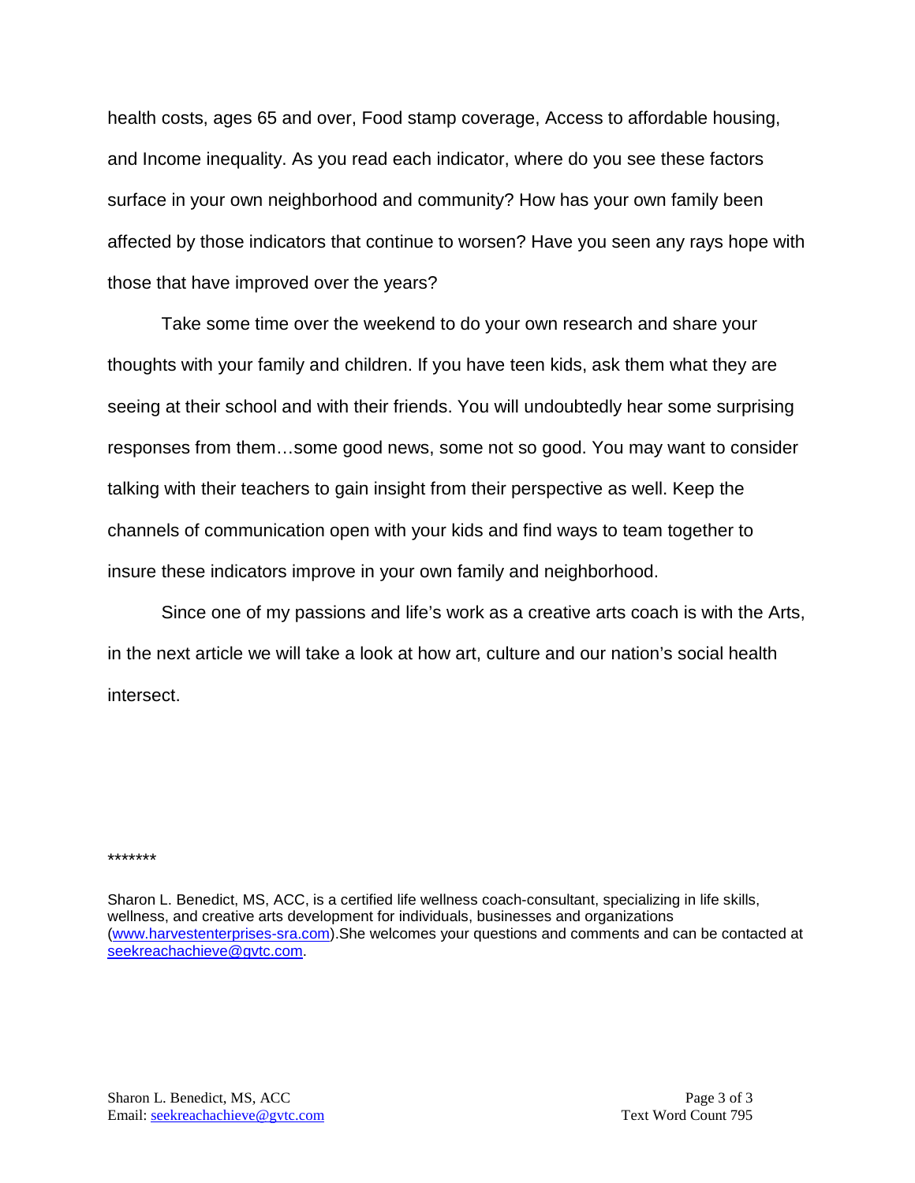health costs, ages 65 and over, Food stamp coverage, Access to affordable housing, and Income inequality. As you read each indicator, where do you see these factors surface in your own neighborhood and community? How has your own family been affected by those indicators that continue to worsen? Have you seen any rays hope with those that have improved over the years?

Take some time over the weekend to do your own research and share your thoughts with your family and children. If you have teen kids, ask them what they are seeing at their school and with their friends. You will undoubtedly hear some surprising responses from them…some good news, some not so good. You may want to consider talking with their teachers to gain insight from their perspective as well. Keep the channels of communication open with your kids and find ways to team together to insure these indicators improve in your own family and neighborhood.

Since one of my passions and life's work as a creative arts coach is with the Arts, in the next article we will take a look at how art, culture and our nation's social health intersect.

*******

Sharon L. Benedict, MS, ACC, is a certified life wellness coach-consultant, specializing in life skills, wellness, and creative arts development for individuals, businesses and organizations (www.harvestenterprises-sra.com).She welcomes your questions and comments and can be contacted at seekreachachieve@gvtc.com.

Text Word Count 795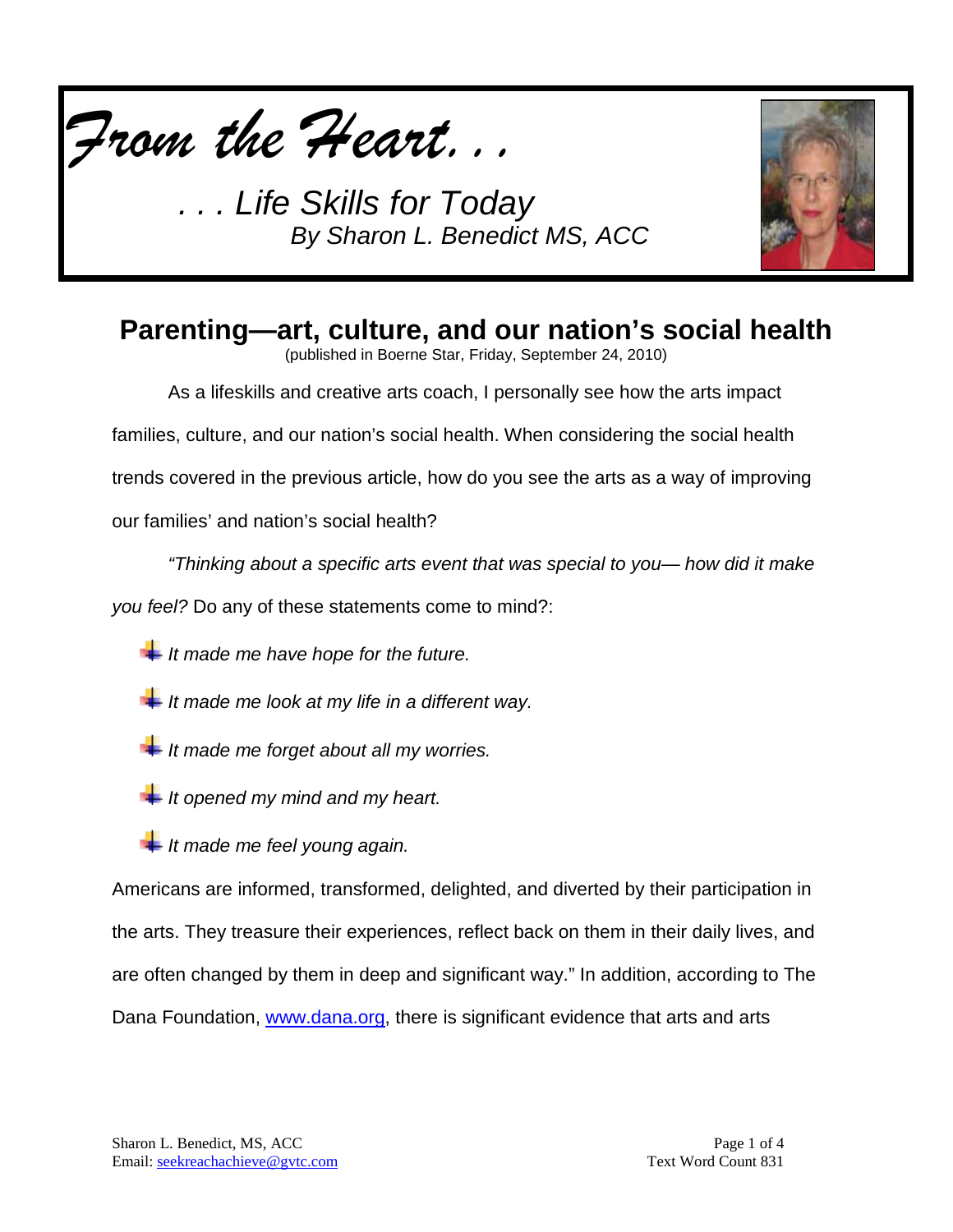*From the Heart...*

*. . . Life Skills for Today*
*By Sharon L. Benedict MS, ACC*

# Parenting—art, culture, and our nation's social health

(published in Boerne Star, Friday, September 24, 2010)

As a lifeskills and creative arts coach, I personally see how the arts impact families, culture, and our nation's social health. When considering the social health trends covered in the previous article, how do you see the arts as a way of improving our families' and nation's social health?

*"Thinking about a specific arts event that was special to you— how did it make you feel?* Do any of these statements come to mind?:

- *It made me have hope for the future.*
- *It made me look at my life in a different way.*
- *It made me forget about all my worries.*
- *It opened my mind and my heart.*
- *It made me feel young again.*

Americans are informed, transformed, delighted, and diverted by their participation in the arts. They treasure their experiences, reflect back on them in their daily lives, and are often changed by them in deep and significant way." In addition, according to The Dana Foundation, [www.dana.org](http://www.dana.org), there is significant evidence that arts and arts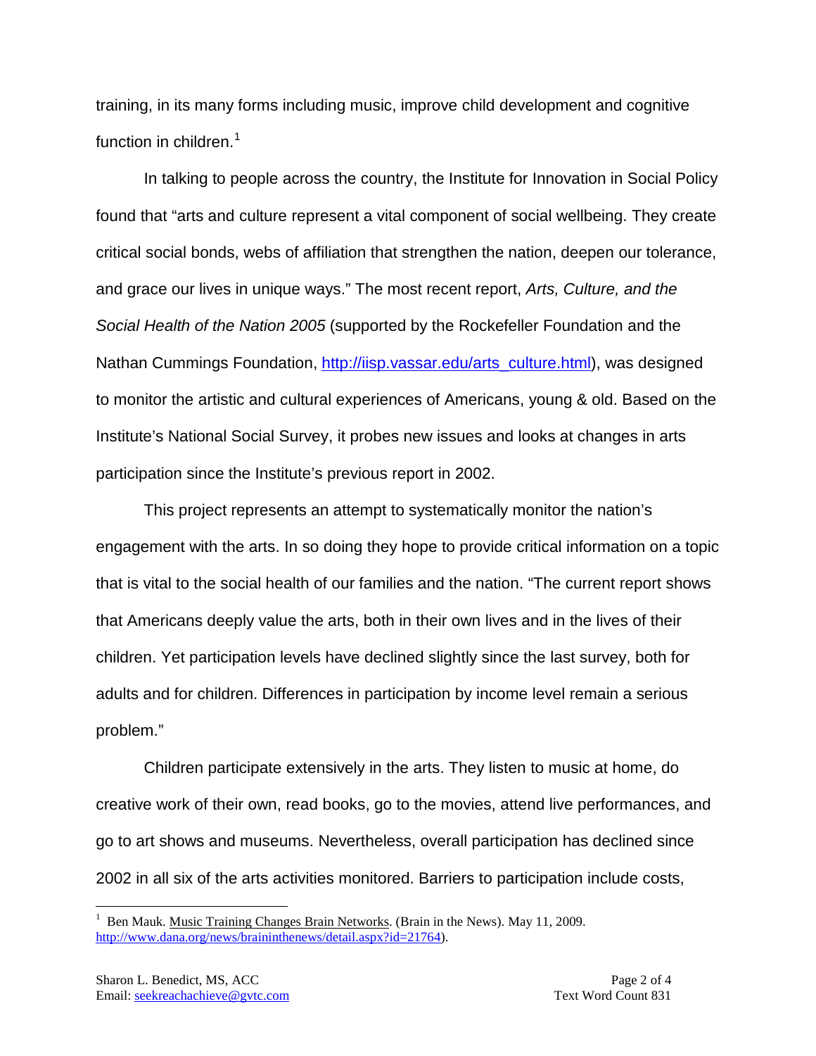training, in its many forms including music, improve child development and cognitive function in children.[1]

In talking to people across the country, the Institute for Innovation in Social Policy found that "arts and culture represent a vital component of social wellbeing. They create critical social bonds, webs of affiliation that strengthen the nation, deepen our tolerance, and grace our lives in unique ways." The most recent report, *Arts, Culture, and the Social Health of the Nation 2005* (supported by the Rockefeller Foundation and the Nathan Cummings Foundation, http://iisp.vassar.edu/arts_culture.html), was designed to monitor the artistic and cultural experiences of Americans, young & old. Based on the Institute's National Social Survey, it probes new issues and looks at changes in arts participation since the Institute's previous report in 2002.

This project represents an attempt to systematically monitor the nation's engagement with the arts. In so doing they hope to provide critical information on a topic that is vital to the social health of our families and the nation. "The current report shows that Americans deeply value the arts, both in their own lives and in the lives of their children. Yet participation levels have declined slightly since the last survey, both for adults and for children. Differences in participation by income level remain a serious problem."

Children participate extensively in the arts. They listen to music at home, do creative work of their own, read books, go to the movies, attend live performances, and go to art shows and museums. Nevertheless, overall participation has declined since 2002 in all six of the arts activities monitored. Barriers to participation include costs,

---

[1] Ben Mauk. Music Training Changes Brain Networks. (Brain in the News). May 11, 2009. http://www.dana.org/news/braininthenews/detail.aspx?id=21764).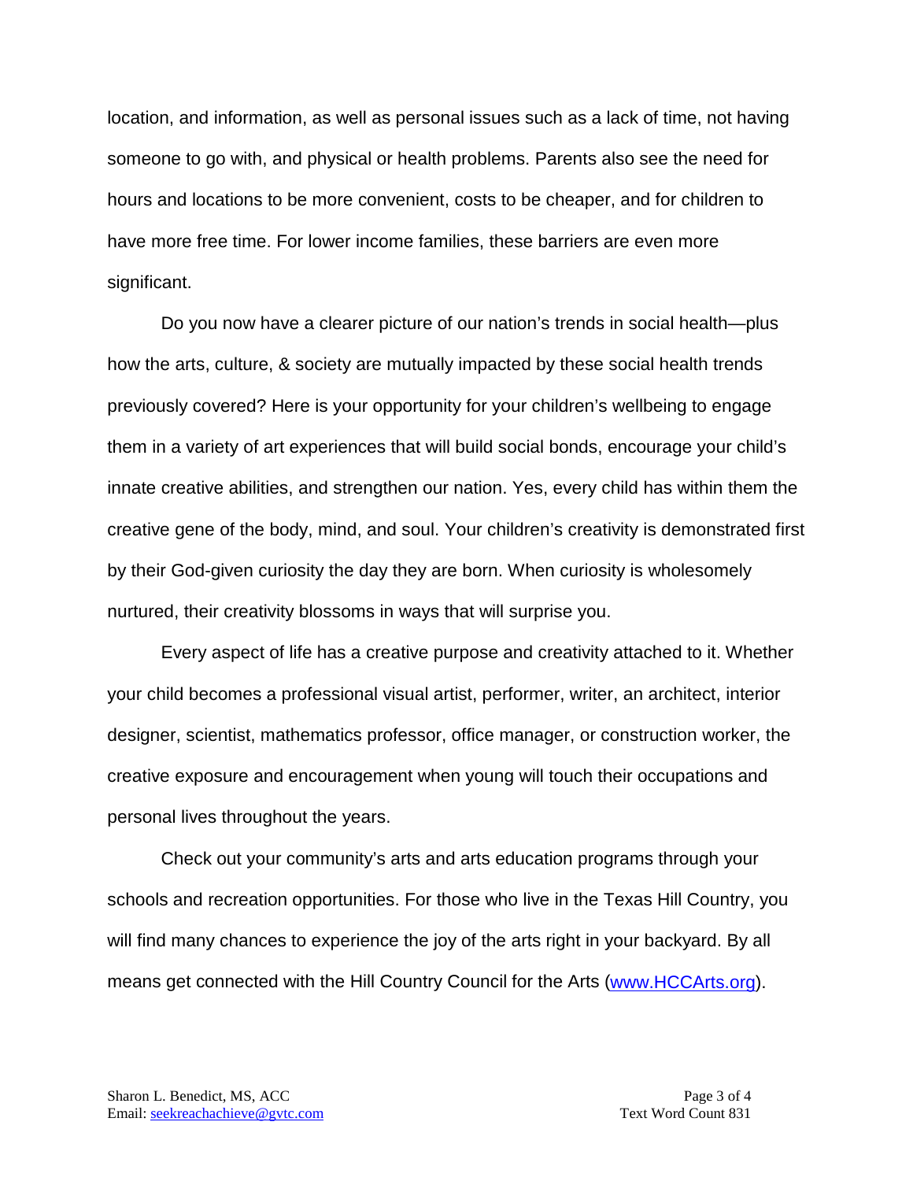location, and information, as well as personal issues such as a lack of time, not having someone to go with, and physical or health problems. Parents also see the need for hours and locations to be more convenient, costs to be cheaper, and for children to have more free time. For lower income families, these barriers are even more significant.

Do you now have a clearer picture of our nation's trends in social health—plus how the arts, culture, & society are mutually impacted by these social health trends previously covered? Here is your opportunity for your children's wellbeing to engage them in a variety of art experiences that will build social bonds, encourage your child's innate creative abilities, and strengthen our nation. Yes, every child has within them the creative gene of the body, mind, and soul. Your children's creativity is demonstrated first by their God-given curiosity the day they are born. When curiosity is wholesomely nurtured, their creativity blossoms in ways that will surprise you.

Every aspect of life has a creative purpose and creativity attached to it. Whether your child becomes a professional visual artist, performer, writer, an architect, interior designer, scientist, mathematics professor, office manager, or construction worker, the creative exposure and encouragement when young will touch their occupations and personal lives throughout the years.

Check out your community's arts and arts education programs through your schools and recreation opportunities. For those who live in the Texas Hill Country, you will find many chances to experience the joy of the arts right in your backyard. By all means get connected with the Hill Country Council for the Arts ([www.HCCArts.org](http://www.HCCArts.org)).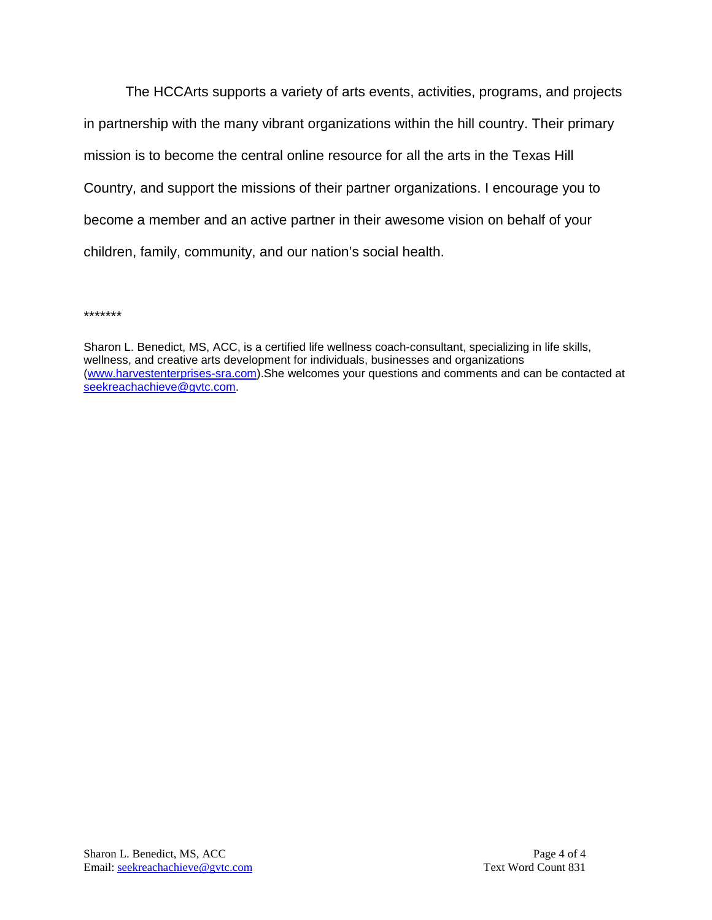The HCCArts supports a variety of arts events, activities, programs, and projects in partnership with the many vibrant organizations within the hill country. Their primary mission is to become the central online resource for all the arts in the Texas Hill Country, and support the missions of their partner organizations. I encourage you to become a member and an active partner in their awesome vision on behalf of your children, family, community, and our nation's social health.

*******

Sharon L. Benedict, MS, ACC, is a certified life wellness coach-consultant, specializing in life skills, wellness, and creative arts development for individuals, businesses and organizations (www.harvestenterprises-sra.com).She welcomes your questions and comments and can be contacted at seekreachachieve@gvtc.com.